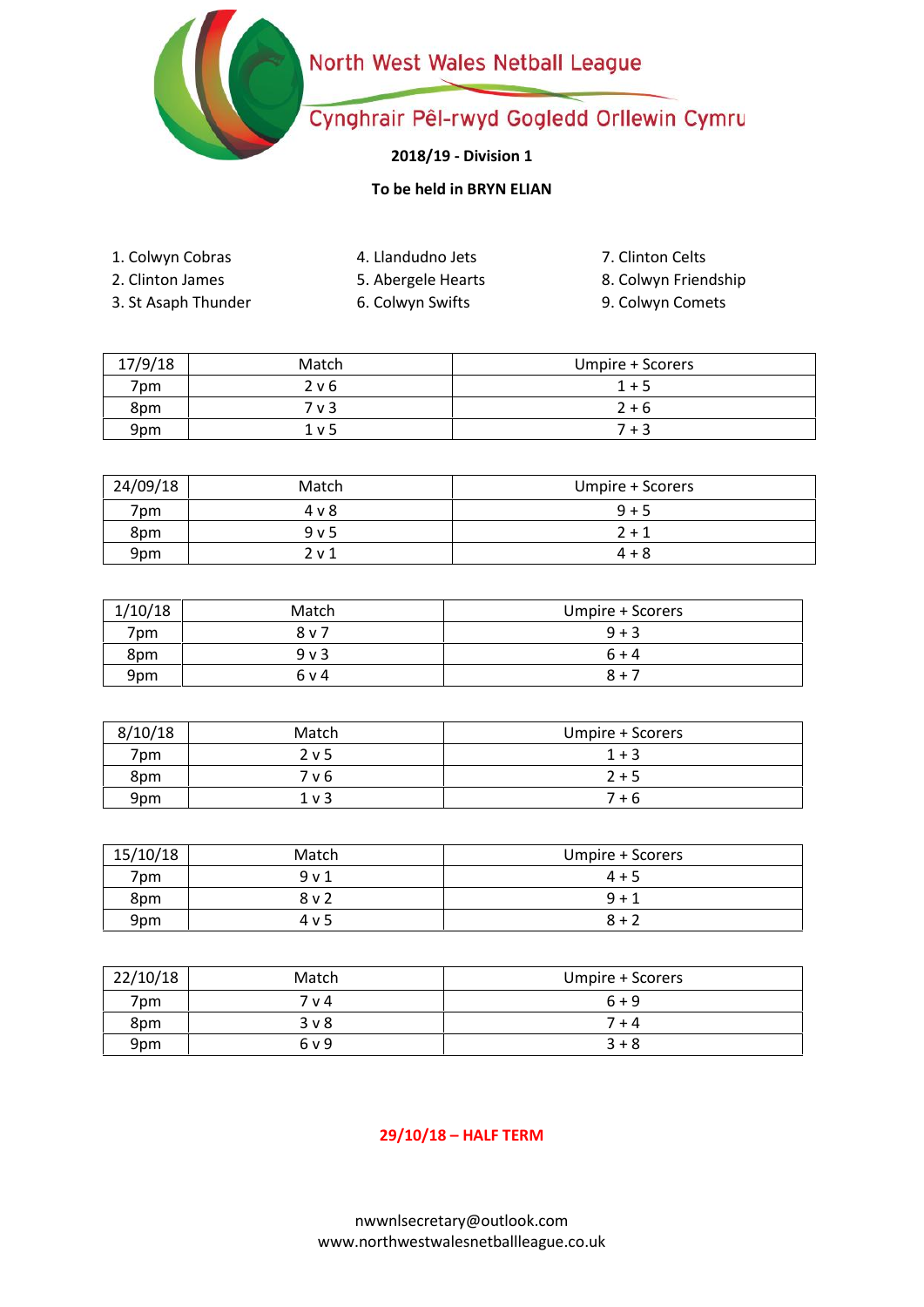# North West Wales Netball League

## Cynghrair Pêl-rwyd Gogledd Orllewin Cymru

**2018/19 - Division 1**

**To be held in BRYN ELIAN**

1. Colwyn Cobras
2. Clinton James
3. St Asaph Thunder
4. Llandudno Jets
5. Abergele Hearts
6. Colwyn Swifts
7. Clinton Celts
8. Colwyn Friendship
9. Colwyn Comets

| 17/9/18 | Match | Umpire + Scorers |
|---|---|---|
| 7pm | 2 v 6 | 1 + 5 |
| 8pm | 7 v 3 | 2 + 6 |
| 9pm | 1 v 5 | 7 + 3 |

| 24/09/18 | Match | Umpire + Scorers |
|---|---|---|
| 7pm | 4 v 8 | 9 + 5 |
| 8pm | 9 v 5 | 2 + 1 |
| 9pm | 2 v 1 | 4 + 8 |

| 1/10/18 | Match | Umpire + Scorers |
|---|---|---|
| 7pm | 8 v 7 | 9 + 3 |
| 8pm | 9 v 3 | 6 + 4 |
| 9pm | 6 v 4 | 8 + 7 |

| 8/10/18 | Match | Umpire + Scorers |
|---|---|---|
| 7pm | 2 v 5 | 1 + 3 |
| 8pm | 7 v 6 | 2 + 5 |
| 9pm | 1 v 3 | 7 + 6 |

| 15/10/18 | Match | Umpire + Scorers |
|---|---|---|
| 7pm | 9 v 1 | 4 + 5 |
| 8pm | 8 v 2 | 9 + 1 |
| 9pm | 4 v 5 | 8 + 2 |

| 22/10/18 | Match | Umpire + Scorers |
|---|---|---|
| 7pm | 7 v 4 | 6 + 9 |
| 8pm | 3 v 8 | 7 + 4 |
| 9pm | 6 v 9 | 3 + 8 |

**29/10/18 – HALF TERM**

nwwnlsecretary@outlook.com
www.northwestwalesnetballleague.co.uk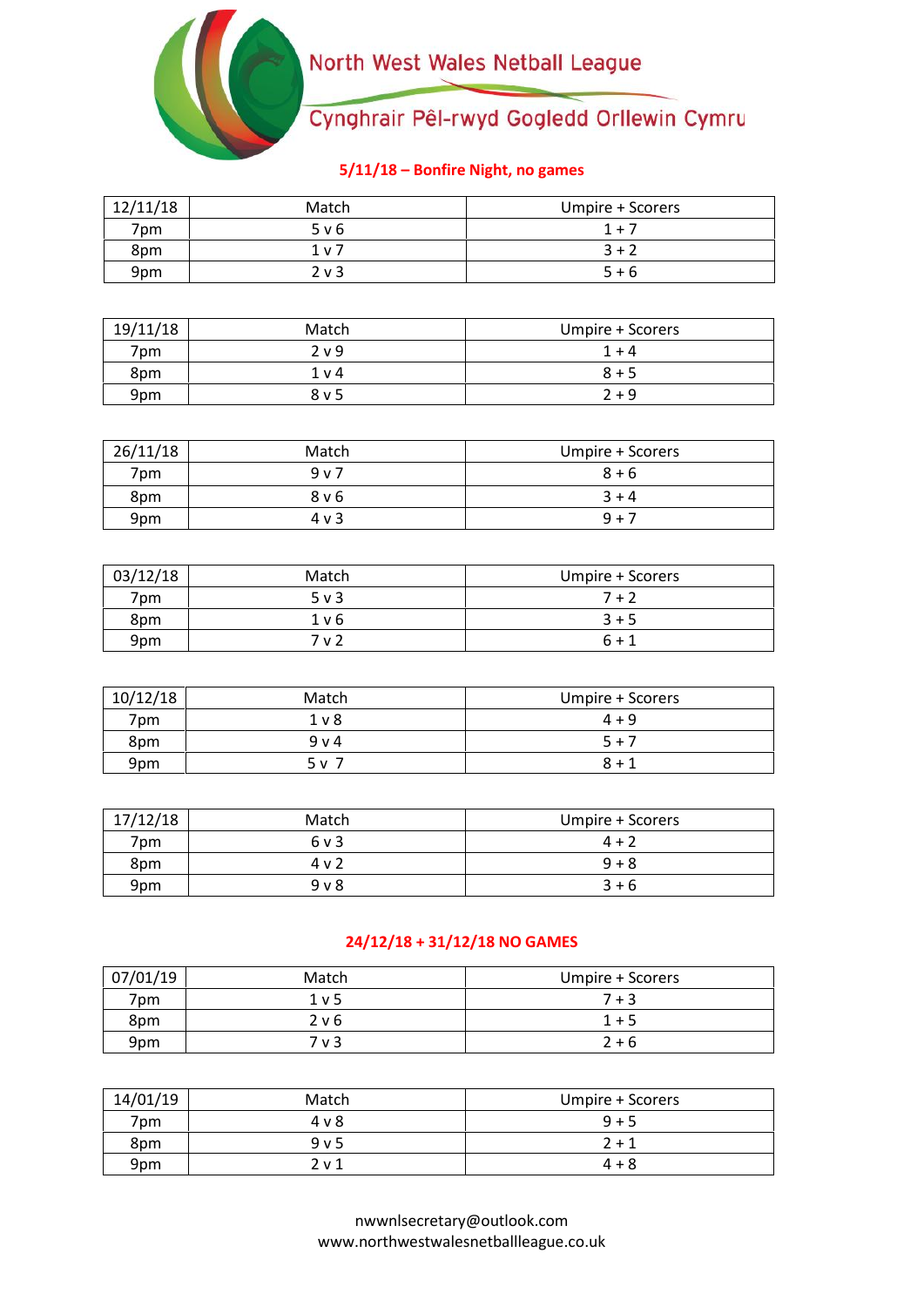# North West Wales Netball League

## Cynghrair Pêl-rwyd Gogledd Orllewin Cymru

**5/11/18 – Bonfire Night, no games**

| 12/11/18 | Match | Umpire + Scorers |
|---|---|---|
| 7pm | 5 v 6 | 1 + 7 |
| 8pm | 1 v 7 | 3 + 2 |
| 9pm | 2 v 3 | 5 + 6 |

| 19/11/18 | Match | Umpire + Scorers |
|---|---|---|
| 7pm | 2 v 9 | 1 + 4 |
| 8pm | 1 v 4 | 8 + 5 |
| 9pm | 8 v 5 | 2 + 9 |

| 26/11/18 | Match | Umpire + Scorers |
|---|---|---|
| 7pm | 9 v 7 | 8 + 6 |
| 8pm | 8 v 6 | 3 + 4 |
| 9pm | 4 v 3 | 9 + 7 |

| 03/12/18 | Match | Umpire + Scorers |
|---|---|---|
| 7pm | 5 v 3 | 7 + 2 |
| 8pm | 1 v 6 | 3 + 5 |
| 9pm | 7 v 2 | 6 + 1 |

| 10/12/18 | Match | Umpire + Scorers |
|---|---|---|
| 7pm | 1 v 8 | 4 + 9 |
| 8pm | 9 v 4 | 5 + 7 |
| 9pm | 5 v 7 | 8 + 1 |

| 17/12/18 | Match | Umpire + Scorers |
|---|---|---|
| 7pm | 6 v 3 | 4 + 2 |
| 8pm | 4 v 2 | 9 + 8 |
| 9pm | 9 v 8 | 3 + 6 |

**24/12/18 + 31/12/18 NO GAMES**

| 07/01/19 | Match | Umpire + Scorers |
|---|---|---|
| 7pm | 1 v 5 | 7 + 3 |
| 8pm | 2 v 6 | 1 + 5 |
| 9pm | 7 v 3 | 2 + 6 |

| 14/01/19 | Match | Umpire + Scorers |
|---|---|---|
| 7pm | 4 v 8 | 9 + 5 |
| 8pm | 9 v 5 | 2 + 1 |
| 9pm | 2 v 1 | 4 + 8 |

nwwnlsecretary@outlook.com
www.northwestwalesnetballleague.co.uk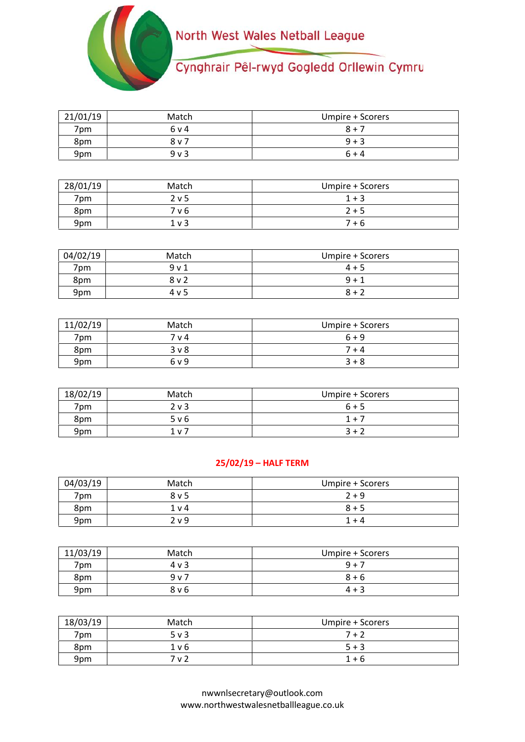North West Wales Netball League

Cynghrair Pêl-rwyd Gogledd Orllewin Cymru

| 21/01/19 | Match | Umpire + Scorers |
|---|---|---|
| 7pm | 6 v 4 | 8 + 7 |
| 8pm | 8 v 7 | 9 + 3 |
| 9pm | 9 v 3 | 6 + 4 |

| 28/01/19 | Match | Umpire + Scorers |
|---|---|---|
| 7pm | 2 v 5 | 1 + 3 |
| 8pm | 7 v 6 | 2 + 5 |
| 9pm | 1 v 3 | 7 + 6 |

| 04/02/19 | Match | Umpire + Scorers |
|---|---|---|
| 7pm | 9 v 1 | 4 + 5 |
| 8pm | 8 v 2 | 9 + 1 |
| 9pm | 4 v 5 | 8 + 2 |

| 11/02/19 | Match | Umpire + Scorers |
|---|---|---|
| 7pm | 7 v 4 | 6 + 9 |
| 8pm | 3 v 8 | 7 + 4 |
| 9pm | 6 v 9 | 3 + 8 |

| 18/02/19 | Match | Umpire + Scorers |
|---|---|---|
| 7pm | 2 v 3 | 6 + 5 |
| 8pm | 5 v 6 | 1 + 7 |
| 9pm | 1 v 7 | 3 + 2 |

**25/02/19 – HALF TERM**

| 04/03/19 | Match | Umpire + Scorers |
|---|---|---|
| 7pm | 8 v 5 | 2 + 9 |
| 8pm | 1 v 4 | 8 + 5 |
| 9pm | 2 v 9 | 1 + 4 |

| 11/03/19 | Match | Umpire + Scorers |
|---|---|---|
| 7pm | 4 v 3 | 9 + 7 |
| 8pm | 9 v 7 | 8 + 6 |
| 9pm | 8 v 6 | 4 + 3 |

| 18/03/19 | Match | Umpire + Scorers |
|---|---|---|
| 7pm | 5 v 3 | 7 + 2 |
| 8pm | 1 v 6 | 5 + 3 |
| 9pm | 7 v 2 | 1 + 6 |

nwwnlsecretary@outlook.com
www.northwestwalesnetballleague.co.uk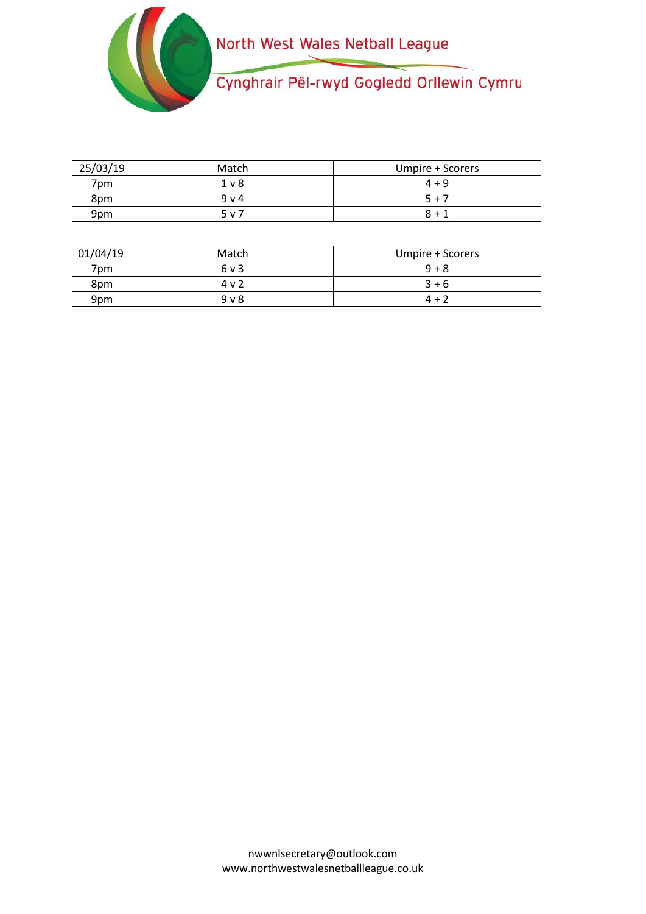North West Wales Netball League

Cynghrair Pêl-rwyd Gogledd Orllewin Cymru

| 25/03/19 | Match | Umpire + Scorers |
|---|---|---|
| 7pm | 1 v 8 | 4 + 9 |
| 8pm | 9 v 4 | 5 + 7 |
| 9pm | 5 v 7 | 8 + 1 |

| 01/04/19 | Match | Umpire + Scorers |
|---|---|---|
| 7pm | 6 v 3 | 9 + 8 |
| 8pm | 4 v 2 | 3 + 6 |
| 9pm | 9 v 8 | 4 + 2 |

nwwnlsecretary@outlook.com
www.northwestwalesnetballleague.co.uk